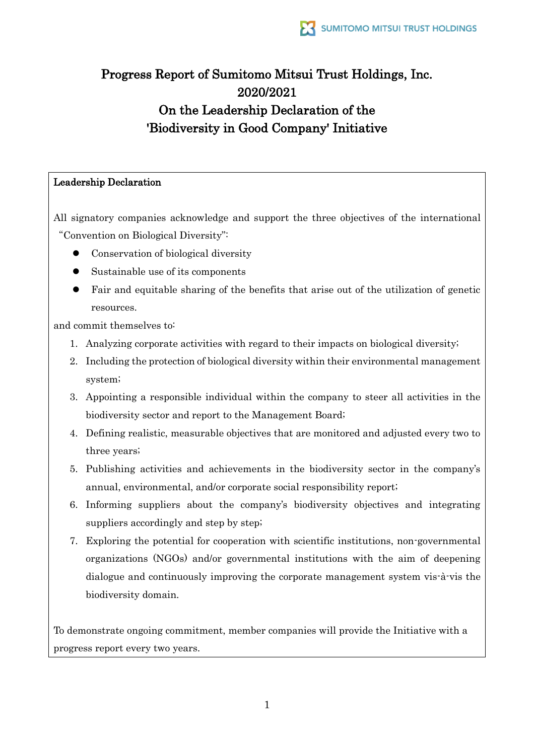# Progress Report of Sumitomo Mitsui Trust Holdings, Inc.
# 2020/2021
# On the Leadership Declaration of the
# 'Biodiversity in Good Company' Initiative

**Leadership Declaration**

All signatory companies acknowledge and support the three objectives of the international "Convention on Biological Diversity":

- Conservation of biological diversity
- Sustainable use of its components
- Fair and equitable sharing of the benefits that arise out of the utilization of genetic resources.

and commit themselves to:

1. Analyzing corporate activities with regard to their impacts on biological diversity;
2. Including the protection of biological diversity within their environmental management system;
3. Appointing a responsible individual within the company to steer all activities in the biodiversity sector and report to the Management Board;
4. Defining realistic, measurable objectives that are monitored and adjusted every two to three years;
5. Publishing activities and achievements in the biodiversity sector in the company's annual, environmental, and/or corporate social responsibility report;
6. Informing suppliers about the company's biodiversity objectives and integrating suppliers accordingly and step by step;
7. Exploring the potential for cooperation with scientific institutions, non-governmental organizations (NGOs) and/or governmental institutions with the aim of deepening dialogue and continuously improving the corporate management system vis-à-vis the biodiversity domain.

To demonstrate ongoing commitment, member companies will provide the Initiative with a progress report every two years.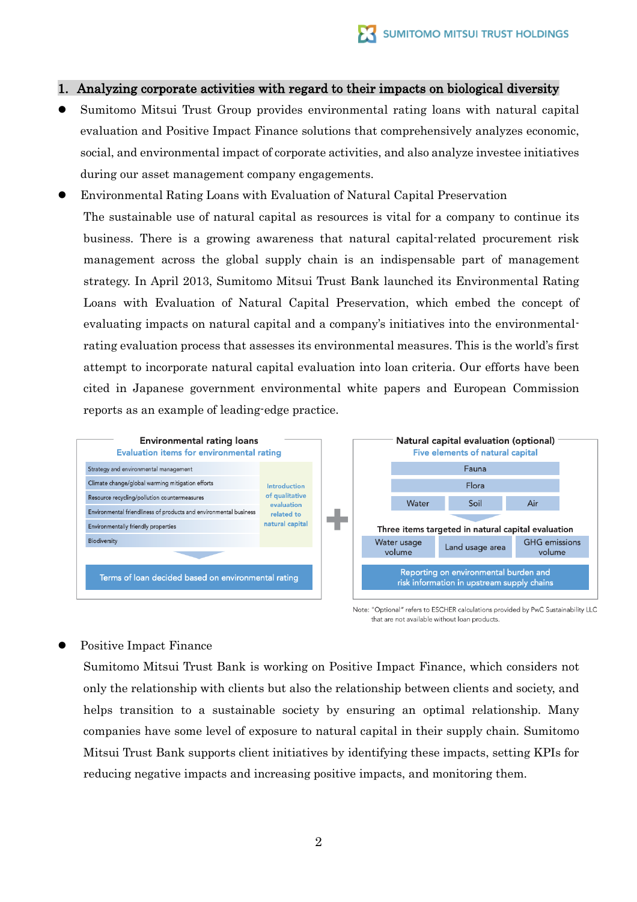## 1. Analyzing corporate activities with regard to their impacts on biological diversity

- Sumitomo Mitsui Trust Group provides environmental rating loans with natural capital evaluation and Positive Impact Finance solutions that comprehensively analyzes economic, social, and environmental impact of corporate activities, and also analyze investee initiatives during our asset management company engagements.

- Environmental Rating Loans with Evaluation of Natural Capital Preservation

  The sustainable use of natural capital as resources is vital for a company to continue its business. There is a growing awareness that natural capital-related procurement risk management across the global supply chain is an indispensable part of management strategy. In April 2013, Sumitomo Mitsui Trust Bank launched its Environmental Rating Loans with Evaluation of Natural Capital Preservation, which embed the concept of evaluating impacts on natural capital and a company's initiatives into the environmental-rating evaluation process that assesses its environmental measures. This is the world's first attempt to incorporate natural capital evaluation into loan criteria. Our efforts have been cited in Japanese government environmental white papers and European Commission reports as an example of leading-edge practice.

Environmental rating loans
Evaluation items for environmental rating
Strategy and environmental management
Climate change/global warming mitigation efforts
Resource recycling/pollution countermeasures
Environmental friendliness of products and environmental business
Environmentally friendly properties
Biodiversity
Introduction of qualitative evaluation related to natural capital
Terms of loan decided based on environmental rating

Natural capital evaluation (optional)
Five elements of natural capital
Fauna
Flora
Water
Soil
Air
Three items targeted in natural capital evaluation
Water usage volume
Land usage area
GHG emissions volume
Reporting on environmental burden and risk information in upstream supply chains

Note: "Optional" refers to ESCHER calculations provided by PwC Sustainability LLC that are not available without loan products.

- Positive Impact Finance

  Sumitomo Mitsui Trust Bank is working on Positive Impact Finance, which considers not only the relationship with clients but also the relationship between clients and society, and helps transition to a sustainable society by ensuring an optimal relationship. Many companies have some level of exposure to natural capital in their supply chain. Sumitomo Mitsui Trust Bank supports client initiatives by identifying these impacts, setting KPIs for reducing negative impacts and increasing positive impacts, and monitoring them.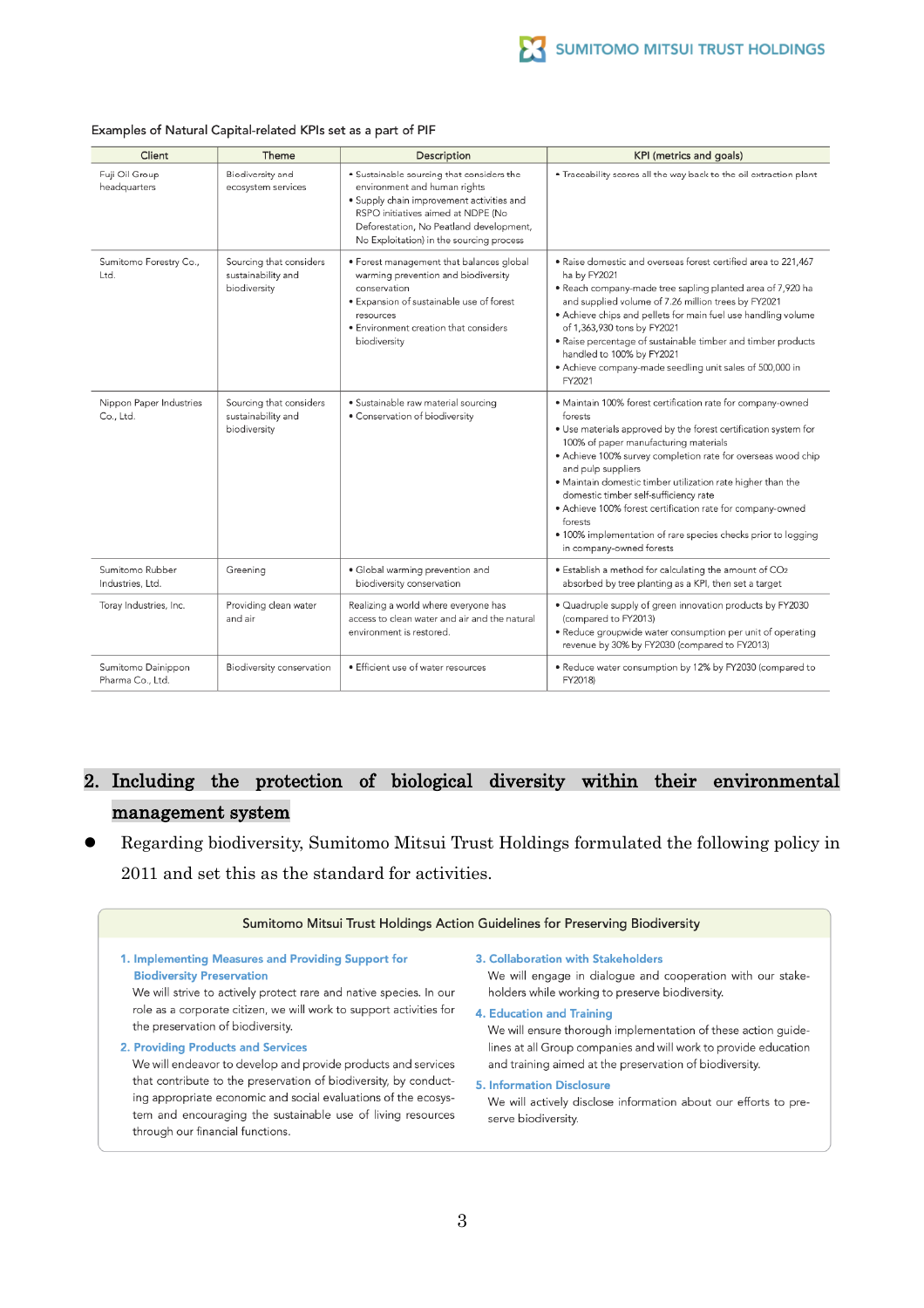Examples of Natural Capital-related KPIs set as a part of PIF

| Client | Theme | Description | KPI (metrics and goals) |
|---|---|---|---|
| Fuji Oil Group headquarters | Biodiversity and ecosystem services | • Sustainable sourcing that considers the environment and human rights<br>• Supply chain improvement activities and RSPO initiatives aimed at NDPE (No Deforestation, No Peatland development, No Exploitation) in the sourcing process | • Traceability scores all the way back to the oil extraction plant |
| Sumitomo Forestry Co., Ltd. | Sourcing that considers sustainability and biodiversity | • Forest management that balances global warming prevention and biodiversity conservation<br>• Expansion of sustainable use of forest resources<br>• Environment creation that considers biodiversity | • Raise domestic and overseas forest certified area to 221,467 ha by FY2021<br>• Reach company-made tree sapling planted area of 7,920 ha and supplied volume of 7.26 million trees by FY2021<br>• Achieve chips and pellets for main fuel use handling volume of 1,363,930 tons by FY2021<br>• Raise percentage of sustainable timber and timber products handled to 100% by FY2021<br>• Achieve company-made seedling unit sales of 500,000 in FY2021 |
| Nippon Paper Industries Co., Ltd. | Sourcing that considers sustainability and biodiversity | • Sustainable raw material sourcing<br>• Conservation of biodiversity | • Maintain 100% forest certification rate for company-owned forests<br>• Use materials approved by the forest certification system for 100% of paper manufacturing materials<br>• Achieve 100% survey completion rate for overseas wood chip and pulp suppliers<br>• Maintain domestic timber utilization rate higher than the domestic timber self-sufficiency rate<br>• Achieve 100% forest certification rate for company-owned forests<br>• 100% implementation of rare species checks prior to logging in company-owned forests |
| Sumitomo Rubber Industries, Ltd. | Greening | • Global warming prevention and biodiversity conservation | • Establish a method for calculating the amount of $CO_2$ absorbed by tree planting as a KPI, then set a target |
| Toray Industries, Inc. | Providing clean water and air | Realizing a world where everyone has access to clean water and air and the natural environment is restored. | • Quadruple supply of green innovation products by FY2030 (compared to FY2013)<br>• Reduce groupwide water consumption per unit of operating revenue by 30% by FY2030 (compared to FY2013) |
| Sumitomo Dainippon Pharma Co., Ltd. | Biodiversity conservation | • Efficient use of water resources | • Reduce water consumption by 12% by FY2030 (compared to FY2018) |

## 2. Including the protection of biological diversity within their environmental management system

- Regarding biodiversity, Sumitomo Mitsui Trust Holdings formulated the following policy in 2011 and set this as the standard for activities.

**Sumitomo Mitsui Trust Holdings Action Guidelines for Preserving Biodiversity**

**1. Implementing Measures and Providing Support for Biodiversity Preservation**
We will strive to actively protect rare and native species. In our role as a corporate citizen, we will work to support activities for the preservation of biodiversity.

**2. Providing Products and Services**
We will endeavor to develop and provide products and services that contribute to the preservation of biodiversity, by conducting appropriate economic and social evaluations of the ecosystem and encouraging the sustainable use of living resources through our financial functions.

**3. Collaboration with Stakeholders**
We will engage in dialogue and cooperation with our stakeholders while working to preserve biodiversity.

**4. Education and Training**
We will ensure thorough implementation of these action guidelines at all Group companies and will work to provide education and training aimed at the preservation of biodiversity.

**5. Information Disclosure**
We will actively disclose information about our efforts to preserve biodiversity.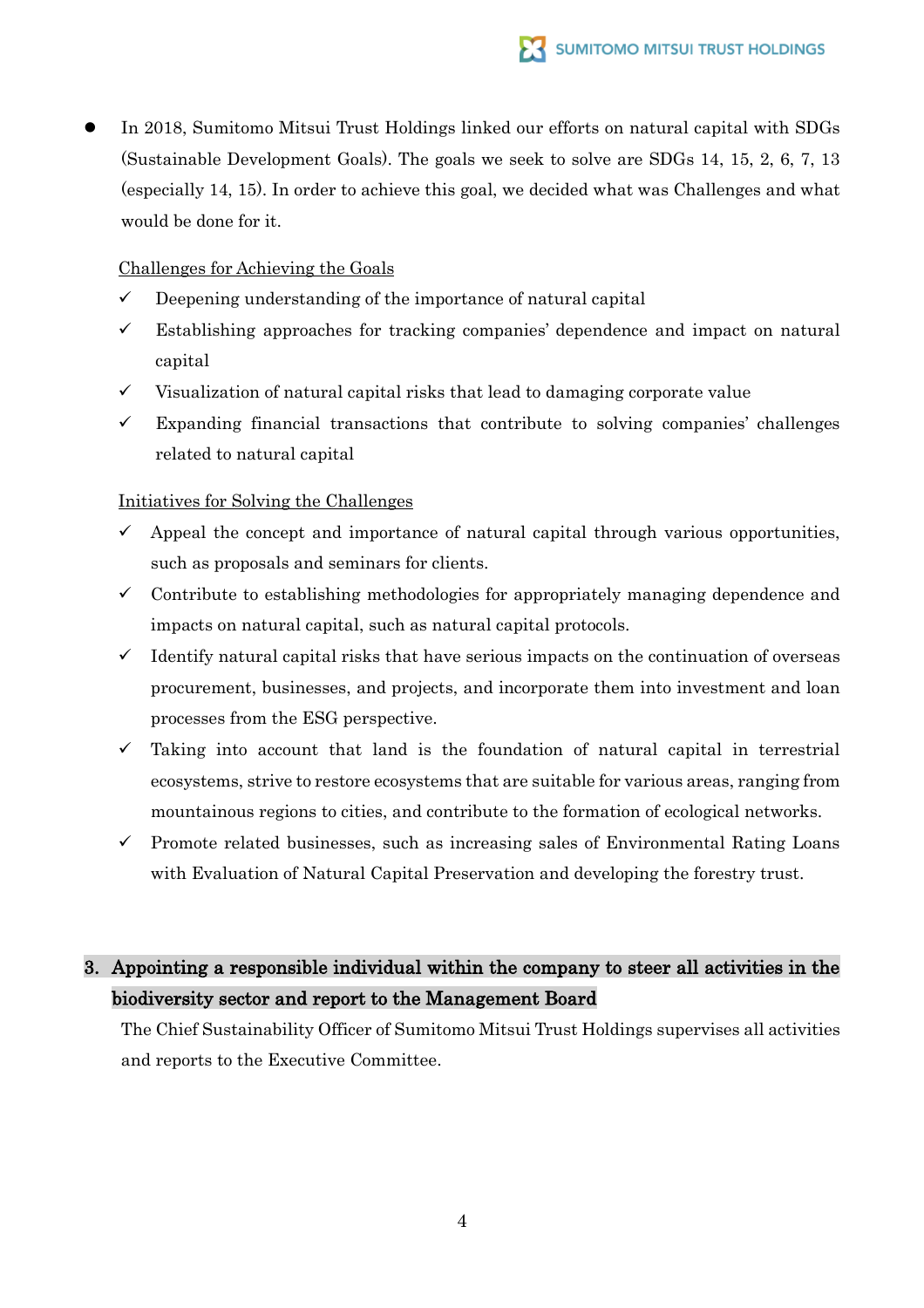- In 2018, Sumitomo Mitsui Trust Holdings linked our efforts on natural capital with SDGs (Sustainable Development Goals). The goals we seek to solve are SDGs 14, 15, 2, 6, 7, 13 (especially 14, 15). In order to achieve this goal, we decided what was Challenges and what would be done for it.

  Challenges for Achieving the Goals

  - ✓ Deepening understanding of the importance of natural capital
  - ✓ Establishing approaches for tracking companies' dependence and impact on natural capital
  - ✓ Visualization of natural capital risks that lead to damaging corporate value
  - ✓ Expanding financial transactions that contribute to solving companies' challenges related to natural capital

  Initiatives for Solving the Challenges

  - ✓ Appeal the concept and importance of natural capital through various opportunities, such as proposals and seminars for clients.
  - ✓ Contribute to establishing methodologies for appropriately managing dependence and impacts on natural capital, such as natural capital protocols.
  - ✓ Identify natural capital risks that have serious impacts on the continuation of overseas procurement, businesses, and projects, and incorporate them into investment and loan processes from the ESG perspective.
  - ✓ Taking into account that land is the foundation of natural capital in terrestrial ecosystems, strive to restore ecosystems that are suitable for various areas, ranging from mountainous regions to cities, and contribute to the formation of ecological networks.
  - ✓ Promote related businesses, such as increasing sales of Environmental Rating Loans with Evaluation of Natural Capital Preservation and developing the forestry trust.

## 3. Appointing a responsible individual within the company to steer all activities in the biodiversity sector and report to the Management Board

The Chief Sustainability Officer of Sumitomo Mitsui Trust Holdings supervises all activities and reports to the Executive Committee.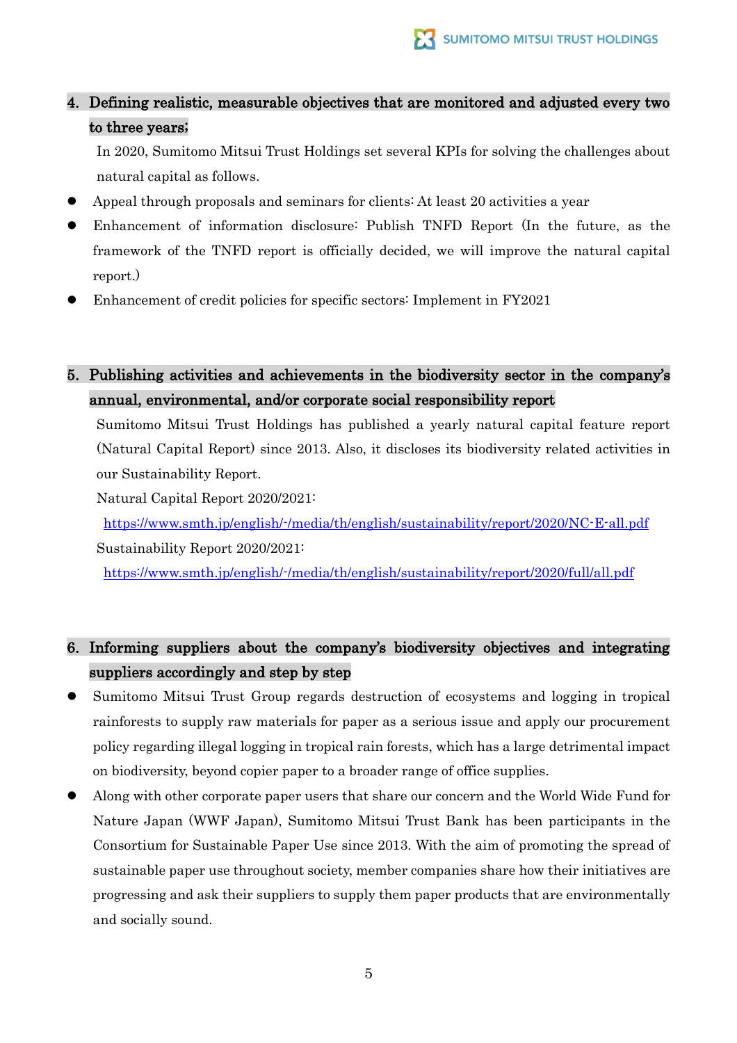4. **Defining realistic, measurable objectives that are monitored and adjusted every two to three years;**

   In 2020, Sumitomo Mitsui Trust Holdings set several KPIs for solving the challenges about natural capital as follows.

- Appeal through proposals and seminars for clients: At least 20 activities a year
- Enhancement of information disclosure: Publish TNFD Report (In the future, as the framework of the TNFD report is officially decided, we will improve the natural capital report.)
- Enhancement of credit policies for specific sectors: Implement in FY2021

5. **Publishing activities and achievements in the biodiversity sector in the company's annual, environmental, and/or corporate social responsibility report**

   Sumitomo Mitsui Trust Holdings has published a yearly natural capital feature report (Natural Capital Report) since 2013. Also, it discloses its biodiversity related activities in our Sustainability Report.

   Natural Capital Report 2020/2021:

   https://www.smth.jp/english/-/media/th/english/sustainability/report/2020/NC-E-all.pdf

   Sustainability Report 2020/2021:

   https://www.smth.jp/english/-/media/th/english/sustainability/report/2020/full/all.pdf

6. **Informing suppliers about the company's biodiversity objectives and integrating suppliers accordingly and step by step**

- Sumitomo Mitsui Trust Group regards destruction of ecosystems and logging in tropical rainforests to supply raw materials for paper as a serious issue and apply our procurement policy regarding illegal logging in tropical rain forests, which has a large detrimental impact on biodiversity, beyond copier paper to a broader range of office supplies.
- Along with other corporate paper users that share our concern and the World Wide Fund for Nature Japan (WWF Japan), Sumitomo Mitsui Trust Bank has been participants in the Consortium for Sustainable Paper Use since 2013. With the aim of promoting the spread of sustainable paper use throughout society, member companies share how their initiatives are progressing and ask their suppliers to supply them paper products that are environmentally and socially sound.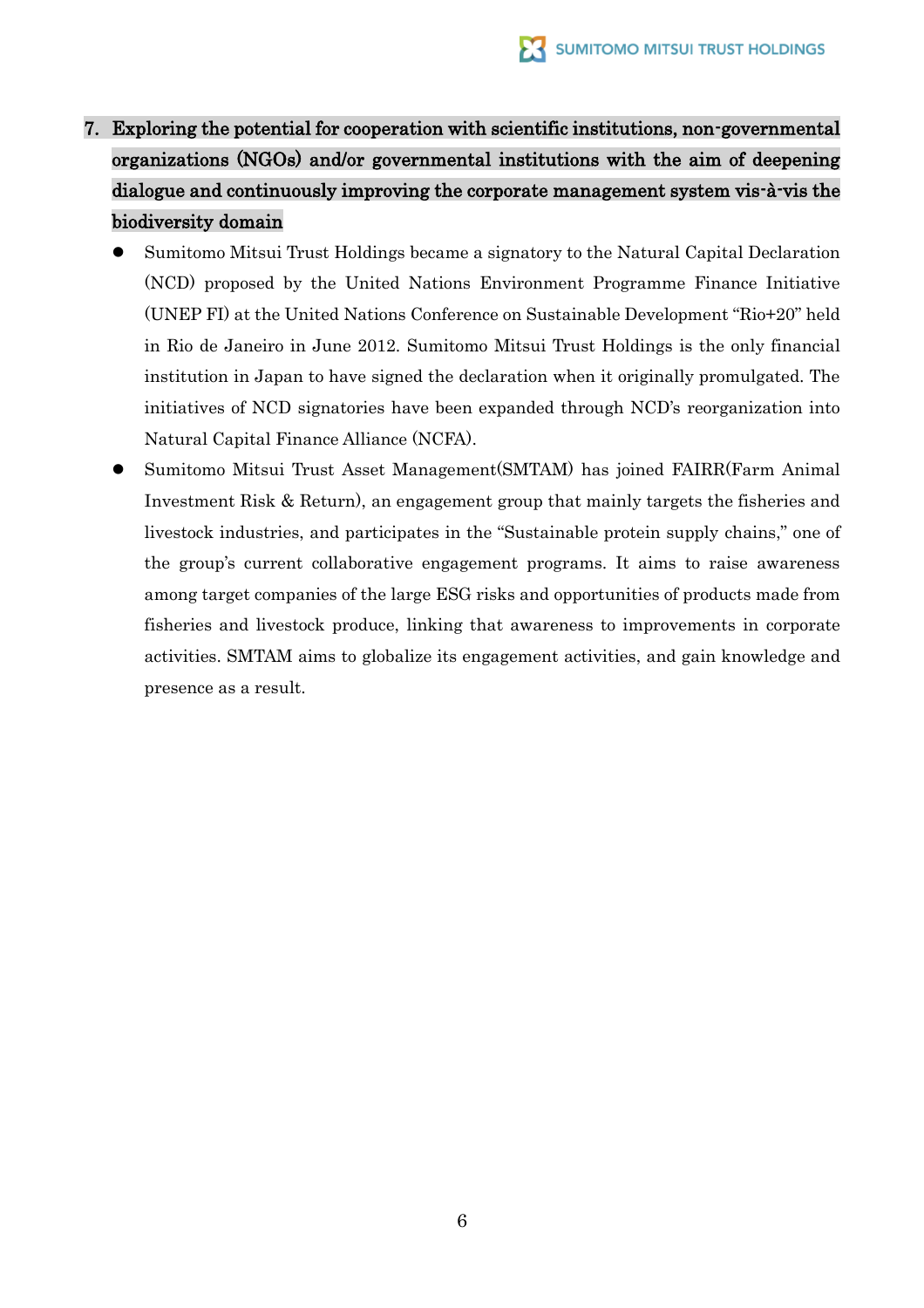7. **Exploring the potential for cooperation with scientific institutions, non-governmental organizations (NGOs) and/or governmental institutions with the aim of deepening dialogue and continuously improving the corporate management system vis-à-vis the biodiversity domain**

- Sumitomo Mitsui Trust Holdings became a signatory to the Natural Capital Declaration (NCD) proposed by the United Nations Environment Programme Finance Initiative (UNEP FI) at the United Nations Conference on Sustainable Development "Rio+20" held in Rio de Janeiro in June 2012. Sumitomo Mitsui Trust Holdings is the only financial institution in Japan to have signed the declaration when it originally promulgated. The initiatives of NCD signatories have been expanded through NCD's reorganization into Natural Capital Finance Alliance (NCFA).
- Sumitomo Mitsui Trust Asset Management(SMTAM) has joined FAIRR(Farm Animal Investment Risk & Return), an engagement group that mainly targets the fisheries and livestock industries, and participates in the "Sustainable protein supply chains," one of the group's current collaborative engagement programs. It aims to raise awareness among target companies of the large ESG risks and opportunities of products made from fisheries and livestock produce, linking that awareness to improvements in corporate activities. SMTAM aims to globalize its engagement activities, and gain knowledge and presence as a result.